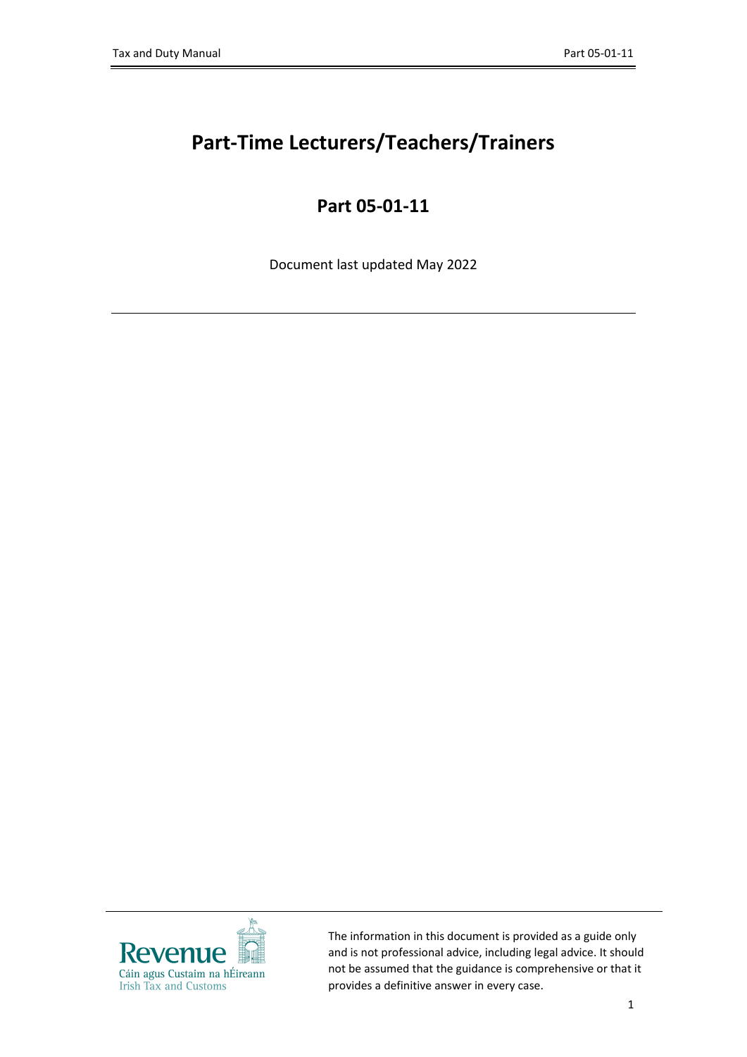# Part-Time Lecturers/Teachers/Trainers

## Part 05-01-11

Document last updated May 2022

---

The information in this document is provided as a guide only and is not professional advice, including legal advice. It should not be assumed that the guidance is comprehensive or that it provides a definitive answer in every case.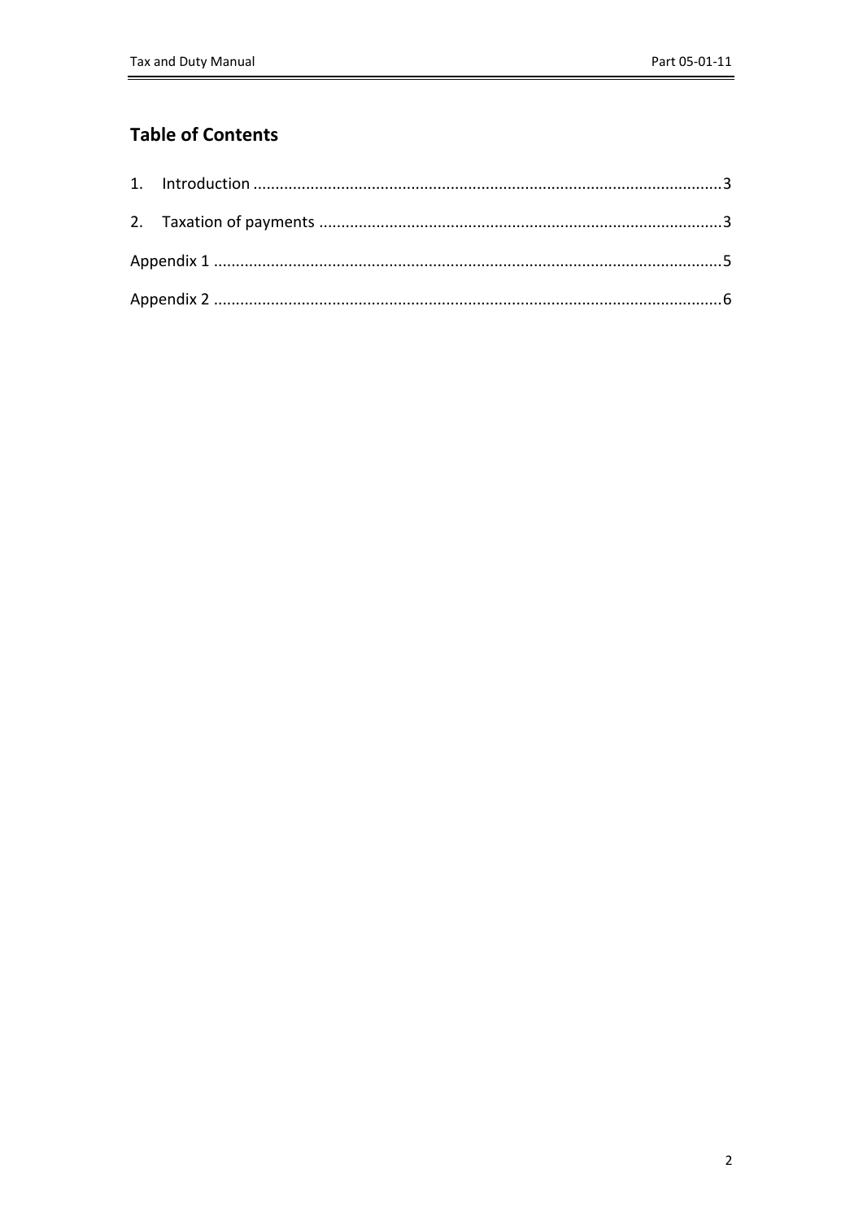## Table of Contents

1. Introduction ........................................................................................................3
2. Taxation of payments ..........................................................................................3

Appendix 1 ..................................................................................................................5

Appendix 2 ..................................................................................................................6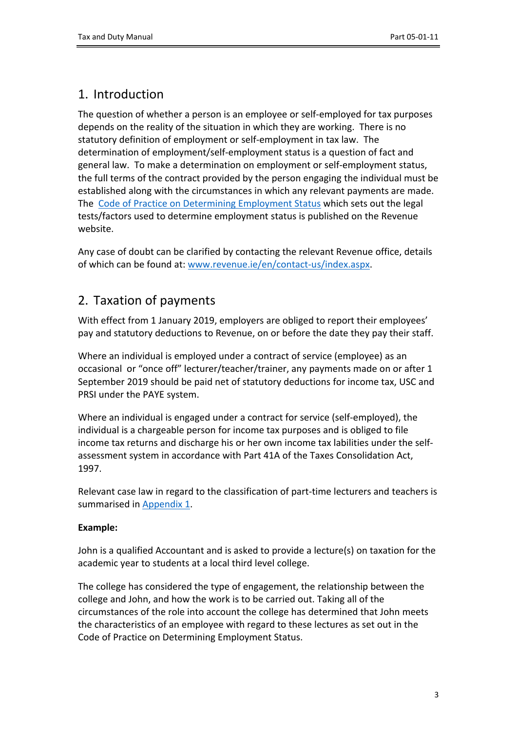## 1. Introduction

The question of whether a person is an employee or self-employed for tax purposes depends on the reality of the situation in which they are working. There is no statutory definition of employment or self-employment in tax law. The determination of employment/self-employment status is a question of fact and general law. To make a determination on employment or self-employment status, the full terms of the contract provided by the person engaging the individual must be established along with the circumstances in which any relevant payments are made. The Code of Practice on Determining Employment Status which sets out the legal tests/factors used to determine employment status is published on the Revenue website.

Any case of doubt can be clarified by contacting the relevant Revenue office, details of which can be found at: www.revenue.ie/en/contact-us/index.aspx.

## 2. Taxation of payments

With effect from 1 January 2019, employers are obliged to report their employees' pay and statutory deductions to Revenue, on or before the date they pay their staff.

Where an individual is employed under a contract of service (employee) as an occasional or "once off" lecturer/teacher/trainer, any payments made on or after 1 September 2019 should be paid net of statutory deductions for income tax, USC and PRSI under the PAYE system.

Where an individual is engaged under a contract for service (self-employed), the individual is a chargeable person for income tax purposes and is obliged to file income tax returns and discharge his or her own income tax labilities under the self-assessment system in accordance with Part 41A of the Taxes Consolidation Act, 1997.

Relevant case law in regard to the classification of part-time lecturers and teachers is summarised in Appendix 1.

**Example:**

John is a qualified Accountant and is asked to provide a lecture(s) on taxation for the academic year to students at a local third level college.

The college has considered the type of engagement, the relationship between the college and John, and how the work is to be carried out. Taking all of the circumstances of the role into account the college has determined that John meets the characteristics of an employee with regard to these lectures as set out in the Code of Practice on Determining Employment Status.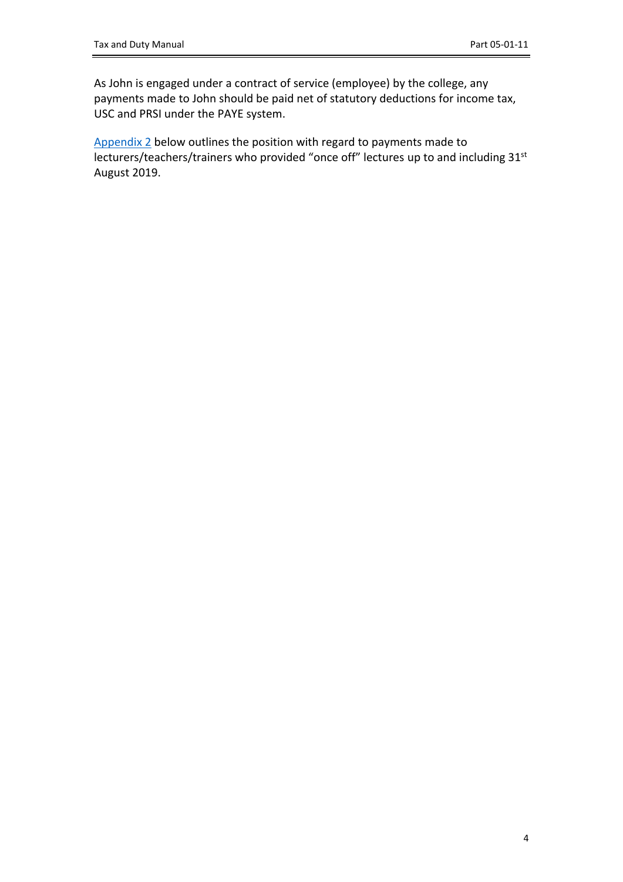As John is engaged under a contract of service (employee) by the college, any payments made to John should be paid net of statutory deductions for income tax, USC and PRSI under the PAYE system.

[Appendix 2](#) below outlines the position with regard to payments made to lecturers/teachers/trainers who provided "once off" lectures up to and including 31st August 2019.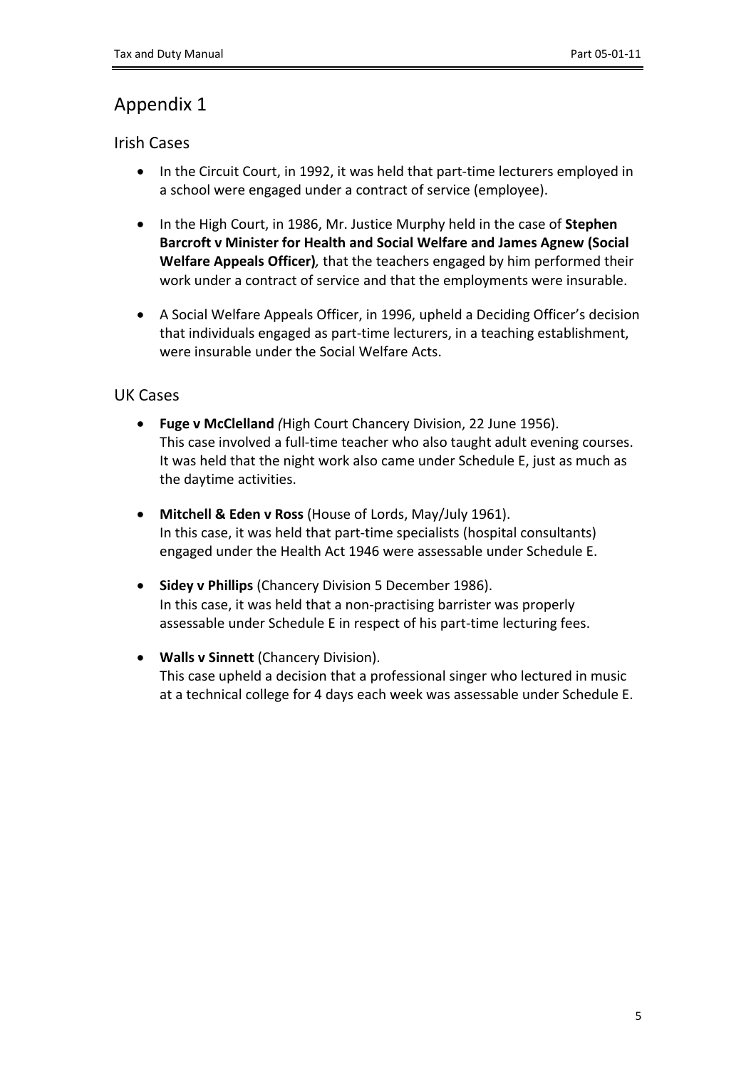# Appendix 1

## Irish Cases

- In the Circuit Court, in 1992, it was held that part-time lecturers employed in a school were engaged under a contract of service (employee).
- In the High Court, in 1986, Mr. Justice Murphy held in the case of **Stephen Barcroft v Minister for Health and Social Welfare and James Agnew (Social Welfare Appeals Officer)**, that the teachers engaged by him performed their work under a contract of service and that the employments were insurable.
- A Social Welfare Appeals Officer, in 1996, upheld a Deciding Officer's decision that individuals engaged as part-time lecturers, in a teaching establishment, were insurable under the Social Welfare Acts.

## UK Cases

- **Fuge v McClelland** *(*High Court Chancery Division, 22 June 1956). This case involved a full-time teacher who also taught adult evening courses. It was held that the night work also came under Schedule E, just as much as the daytime activities.
- **Mitchell & Eden v Ross** (House of Lords, May/July 1961). In this case, it was held that part-time specialists (hospital consultants) engaged under the Health Act 1946 were assessable under Schedule E.
- **Sidey v Phillips** (Chancery Division 5 December 1986). In this case, it was held that a non-practising barrister was properly assessable under Schedule E in respect of his part-time lecturing fees.
- **Walls v Sinnett** (Chancery Division). This case upheld a decision that a professional singer who lectured in music at a technical college for 4 days each week was assessable under Schedule E.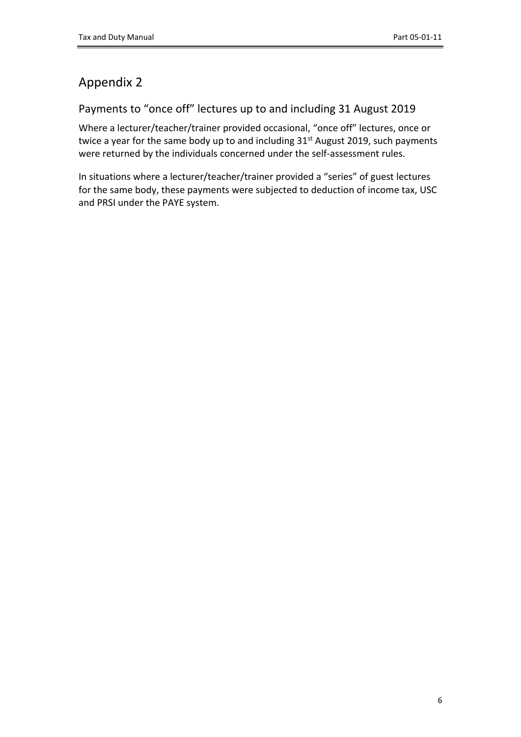# Appendix 2

## Payments to "once off" lectures up to and including 31 August 2019

Where a lecturer/teacher/trainer provided occasional, "once off" lectures, once or twice a year for the same body up to and including 31st August 2019, such payments were returned by the individuals concerned under the self-assessment rules.

In situations where a lecturer/teacher/trainer provided a "series" of guest lectures for the same body, these payments were subjected to deduction of income tax, USC and PRSI under the PAYE system.